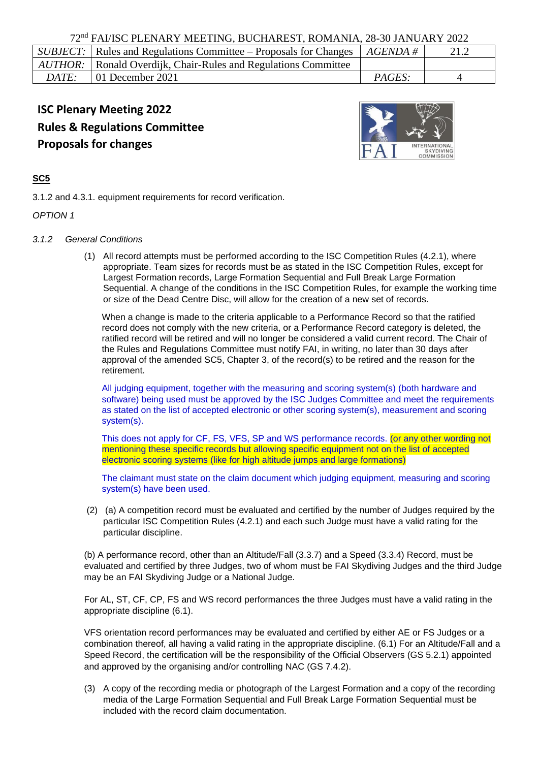72nd FAI/ISC PLENARY MEETING, BUCHAREST, ROMANIA, 28-30 JANUARY 2022

| SUBJECT: | Rules and Regulations Committee – Proposals for Changes | AGENDA # | 21.2 |
|---|---|---|---|
| AUTHOR: | Ronald Overdijk, Chair-Rules and Regulations Committee | | |
| DATE: | 01 December 2021 | PAGES: | 4 |

# ISC Plenary Meeting 2022
# Rules & Regulations Committee
# Proposals for changes

**SC5**

3.1.2 and 4.3.1. equipment requirements for record verification.

*OPTION 1*

*3.1.2 General Conditions*

(1) All record attempts must be performed according to the ISC Competition Rules (4.2.1), where appropriate. Team sizes for records must be as stated in the ISC Competition Rules, except for Largest Formation records, Large Formation Sequential and Full Break Large Formation Sequential. A change of the conditions in the ISC Competition Rules, for example the working time or size of the Dead Centre Disc, will allow for the creation of a new set of records.

When a change is made to the criteria applicable to a Performance Record so that the ratified record does not comply with the new criteria, or a Performance Record category is deleted, the ratified record will be retired and will no longer be considered a valid current record. The Chair of the Rules and Regulations Committee must notify FAI, in writing, no later than 30 days after approval of the amended SC5, Chapter 3, of the record(s) to be retired and the reason for the retirement.

All judging equipment, together with the measuring and scoring system(s) (both hardware and software) being used must be approved by the ISC Judges Committee and meet the requirements as stated on the list of accepted electronic or other scoring system(s), measurement and scoring system(s).

This does not apply for CF, FS, VFS, SP and WS performance records. (or any other wording not mentioning these specific records but allowing specific equipment not on the list of accepted electronic scoring systems (like for high altitude jumps and large formations)

The claimant must state on the claim document which judging equipment, measuring and scoring system(s) have been used.

(2) (a) A competition record must be evaluated and certified by the number of Judges required by the particular ISC Competition Rules (4.2.1) and each such Judge must have a valid rating for the particular discipline.

(b) A performance record, other than an Altitude/Fall (3.3.7) and a Speed (3.3.4) Record, must be evaluated and certified by three Judges, two of whom must be FAI Skydiving Judges and the third Judge may be an FAI Skydiving Judge or a National Judge.

For AL, ST, CF, CP, FS and WS record performances the three Judges must have a valid rating in the appropriate discipline (6.1).

VFS orientation record performances may be evaluated and certified by either AE or FS Judges or a combination thereof, all having a valid rating in the appropriate discipline. (6.1) For an Altitude/Fall and a Speed Record, the certification will be the responsibility of the Official Observers (GS 5.2.1) appointed and approved by the organising and/or controlling NAC (GS 7.4.2).

(3) A copy of the recording media or photograph of the Largest Formation and a copy of the recording media of the Large Formation Sequential and Full Break Large Formation Sequential must be included with the record claim documentation.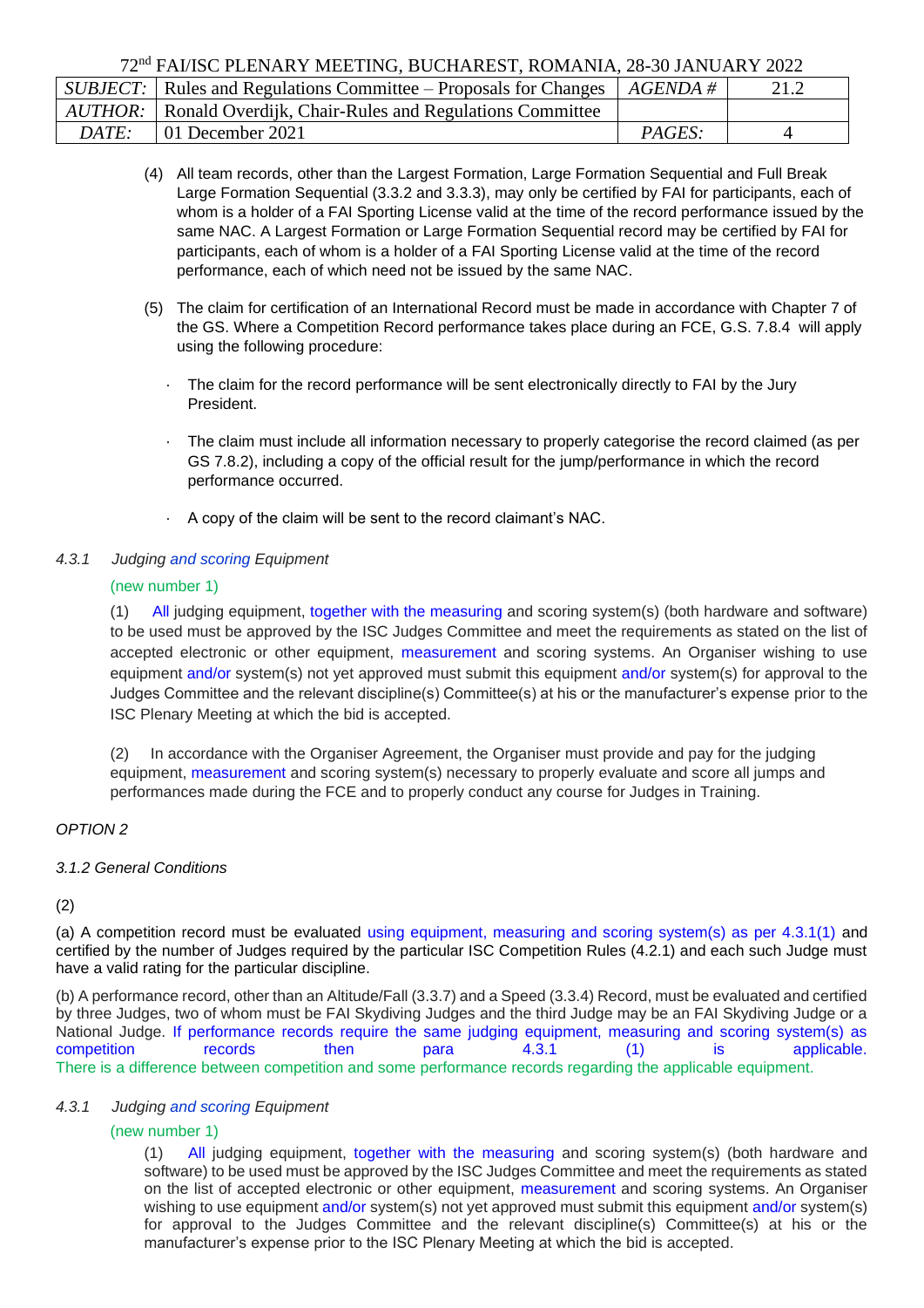(4) All team records, other than the Largest Formation, Large Formation Sequential and Full Break Large Formation Sequential (3.3.2 and 3.3.3), may only be certified by FAI for participants, each of whom is a holder of a FAI Sporting License valid at the time of the record performance issued by the same NAC. A Largest Formation or Large Formation Sequential record may be certified by FAI for participants, each of whom is a holder of a FAI Sporting License valid at the time of the record performance, each of which need not be issued by the same NAC.

(5) The claim for certification of an International Record must be made in accordance with Chapter 7 of the GS. Where a Competition Record performance takes place during an FCE, G.S. 7.8.4 will apply using the following procedure:

- The claim for the record performance will be sent electronically directly to FAI by the Jury President.
- The claim must include all information necessary to properly categorise the record claimed (as per GS 7.8.2), including a copy of the official result for the jump/performance in which the record performance occurred.
- A copy of the claim will be sent to the record claimant's NAC.

*4.3.1 Judging and scoring Equipment*

(new number 1)

(1) All judging equipment, together with the measuring and scoring system(s) (both hardware and software) to be used must be approved by the ISC Judges Committee and meet the requirements as stated on the list of accepted electronic or other equipment, measurement and scoring systems. An Organiser wishing to use equipment and/or system(s) not yet approved must submit this equipment and/or system(s) for approval to the Judges Committee and the relevant discipline(s) Committee(s) at his or the manufacturer's expense prior to the ISC Plenary Meeting at which the bid is accepted.

(2) In accordance with the Organiser Agreement, the Organiser must provide and pay for the judging equipment, measurement and scoring system(s) necessary to properly evaluate and score all jumps and performances made during the FCE and to properly conduct any course for Judges in Training.

*OPTION 2*

*3.1.2 General Conditions*

(2)

(a) A competition record must be evaluated using equipment, measuring and scoring system(s) as per 4.3.1(1) and certified by the number of Judges required by the particular ISC Competition Rules (4.2.1) and each such Judge must have a valid rating for the particular discipline.

(b) A performance record, other than an Altitude/Fall (3.3.7) and a Speed (3.3.4) Record, must be evaluated and certified by three Judges, two of whom must be FAI Skydiving Judges and the third Judge may be an FAI Skydiving Judge or a National Judge. If performance records require the same judging equipment, measuring and scoring system(s) as competition records then para 4.3.1 (1) is applicable. There is a difference between competition and some performance records regarding the applicable equipment.

*4.3.1 Judging and scoring Equipment*

(new number 1)

(1) All judging equipment, together with the measuring and scoring system(s) (both hardware and software) to be used must be approved by the ISC Judges Committee and meet the requirements as stated on the list of accepted electronic or other equipment, measurement and scoring systems. An Organiser wishing to use equipment and/or system(s) not yet approved must submit this equipment and/or system(s) for approval to the Judges Committee and the relevant discipline(s) Committee(s) at his or the manufacturer's expense prior to the ISC Plenary Meeting at which the bid is accepted.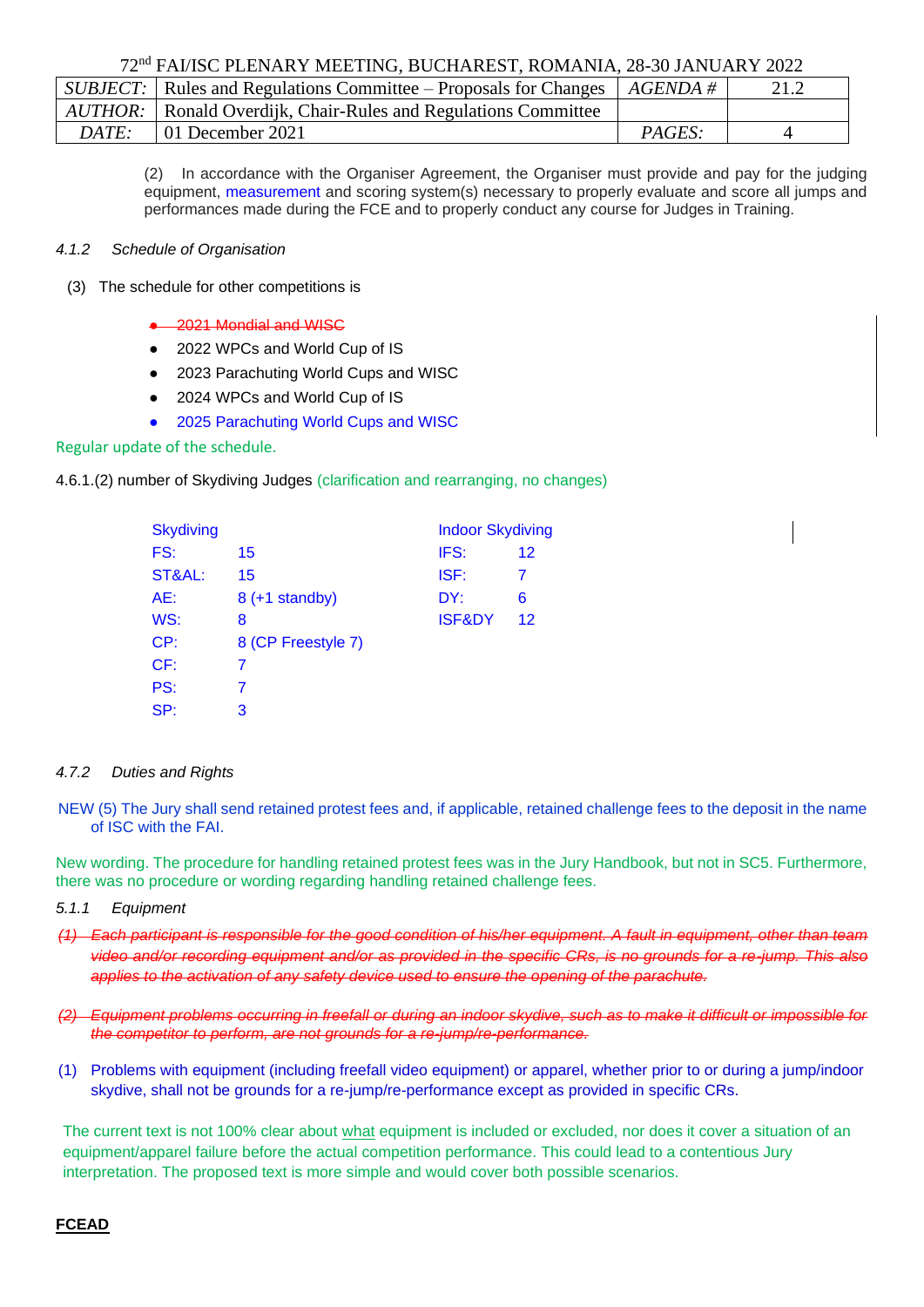(2) In accordance with the Organiser Agreement, the Organiser must provide and pay for the judging equipment, measurement and scoring system(s) necessary to properly evaluate and score all jumps and performances made during the FCE and to properly conduct any course for Judges in Training.

*4.1.2 Schedule of Organisation*

(3) The schedule for other competitions is

- ~~2021 Mondial and WISC~~
- 2022 WPCs and World Cup of IS
- 2023 Parachuting World Cups and WISC
- 2024 WPCs and World Cup of IS
- 2025 Parachuting World Cups and WISC

Regular update of the schedule.

4.6.1.(2) number of Skydiving Judges (clarification and rearranging, no changes)

| Skydiving | | Indoor Skydiving | |
|---|---|---|---|
| FS: | 15 | IFS: | 12 |
| ST&AL: | 15 | ISF: | 7 |
| AE: | 8 (+1 standby) | DY: | 6 |
| WS: | 8 | ISF&DY | 12 |
| CP: | 8 (CP Freestyle 7) | | |
| CF: | 7 | | |
| PS: | 7 | | |
| SP: | 3 | | |

*4.7.2 Duties and Rights*

NEW (5) The Jury shall send retained protest fees and, if applicable, retained challenge fees to the deposit in the name of ISC with the FAI.

New wording. The procedure for handling retained protest fees was in the Jury Handbook, but not in SC5. Furthermore, there was no procedure or wording regarding handling retained challenge fees.

*5.1.1 Equipment*

~~(1) Each participant is responsible for the good condition of his/her equipment. A fault in equipment, other than team video and/or recording equipment and/or as provided in the specific CRs, is no grounds for a re-jump. This also applies to the activation of any safety device used to ensure the opening of the parachute.~~

~~(2) Equipment problems occurring in freefall or during an indoor skydive, such as to make it difficult or impossible for the competitor to perform, are not grounds for a re-jump/re-performance.~~

(1) Problems with equipment (including freefall video equipment) or apparel, whether prior to or during a jump/indoor skydive, shall not be grounds for a re-jump/re-performance except as provided in specific CRs.

The current text is not 100% clear about what equipment is included or excluded, nor does it cover a situation of an equipment/apparel failure before the actual competition performance. This could lead to a contentious Jury interpretation. The proposed text is more simple and would cover both possible scenarios.

**FCEAD**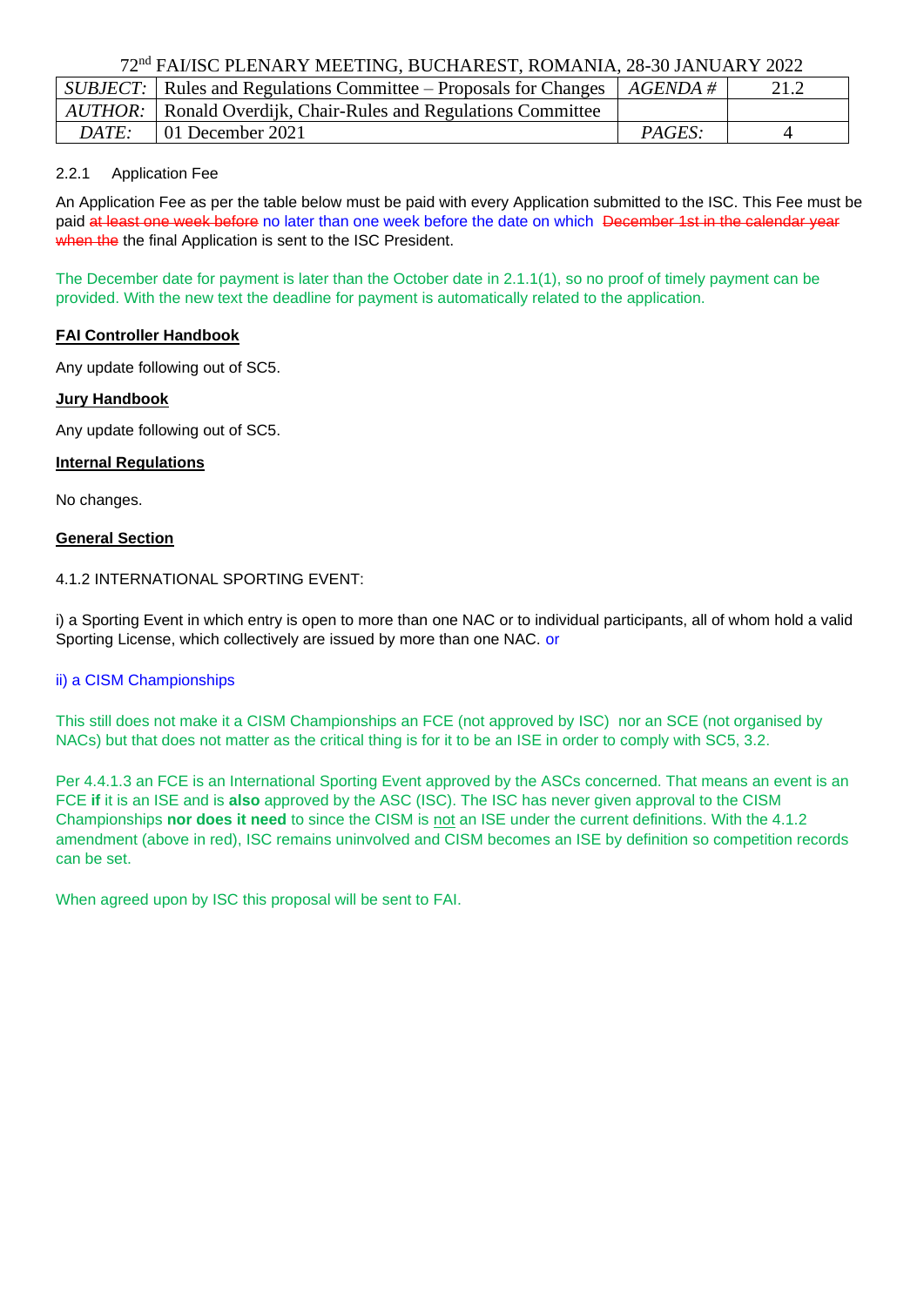2.2.1 Application Fee

An Application Fee as per the table below must be paid with every Application submitted to the ISC. This Fee must be paid ~~at least one week before~~ no later than one week before the date on which ~~December 1st in the calendar year when the~~ the final Application is sent to the ISC President.

The December date for payment is later than the October date in 2.1.1(1), so no proof of timely payment can be provided. With the new text the deadline for payment is automatically related to the application.

**FAI Controller Handbook**

Any update following out of SC5.

**Jury Handbook**

Any update following out of SC5.

**Internal Regulations**

No changes.

**General Section**

4.1.2 INTERNATIONAL SPORTING EVENT:

i) a Sporting Event in which entry is open to more than one NAC or to individual participants, all of whom hold a valid Sporting License, which collectively are issued by more than one NAC. or

ii) a CISM Championships

This still does not make it a CISM Championships an FCE (not approved by ISC) nor an SCE (not organised by NACs) but that does not matter as the critical thing is for it to be an ISE in order to comply with SC5, 3.2.

Per 4.4.1.3 an FCE is an International Sporting Event approved by the ASCs concerned. That means an event is an FCE **if** it is an ISE and is **also** approved by the ASC (ISC). The ISC has never given approval to the CISM Championships **nor does it need** to since the CISM is not an ISE under the current definitions. With the 4.1.2 amendment (above in red), ISC remains uninvolved and CISM becomes an ISE by definition so competition records can be set.

When agreed upon by ISC this proposal will be sent to FAI.